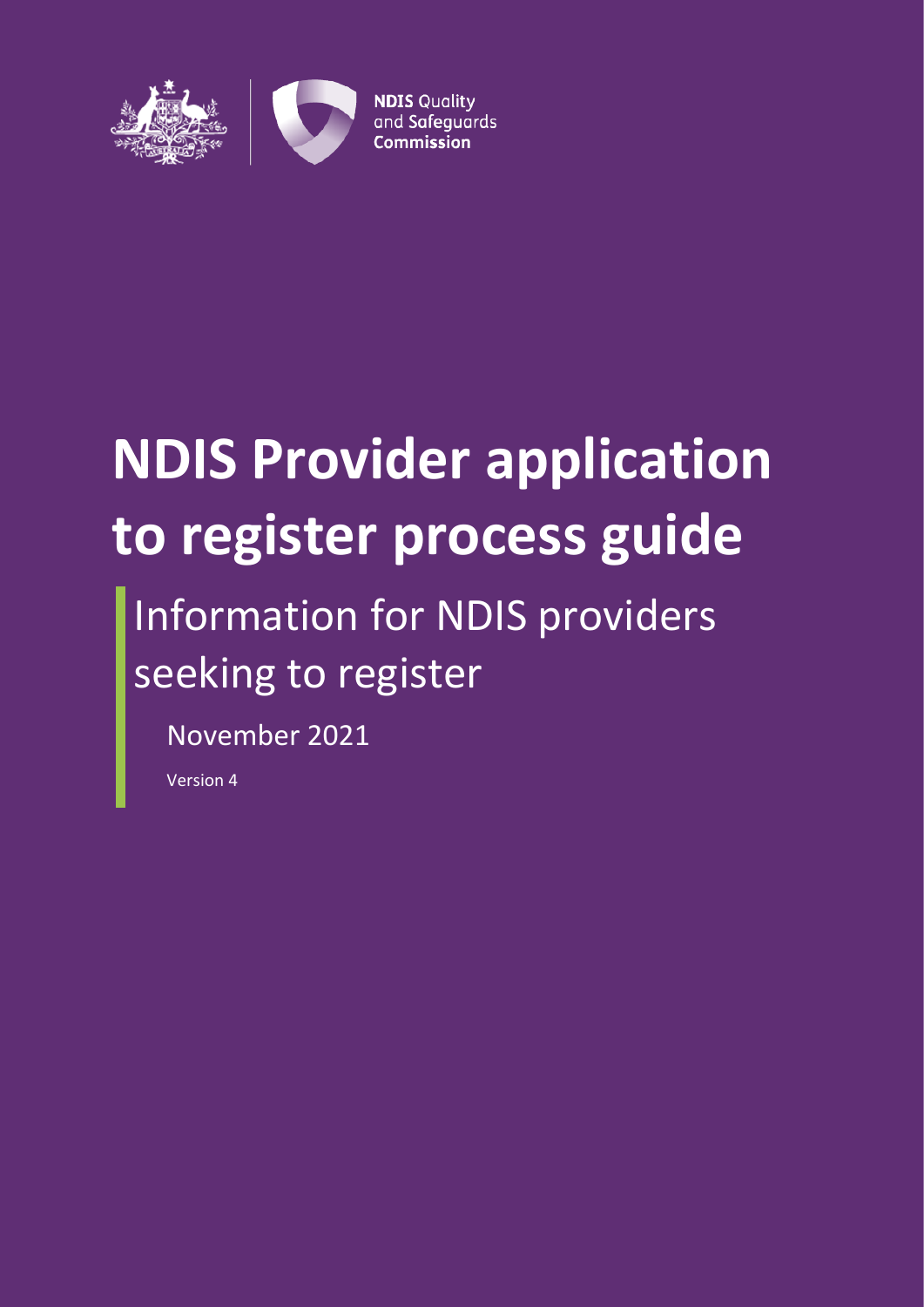NDIS Quality and Safeguards Commission

# NDIS Provider application to register process guide

## Information for NDIS providers seeking to register

November 2021

Version 4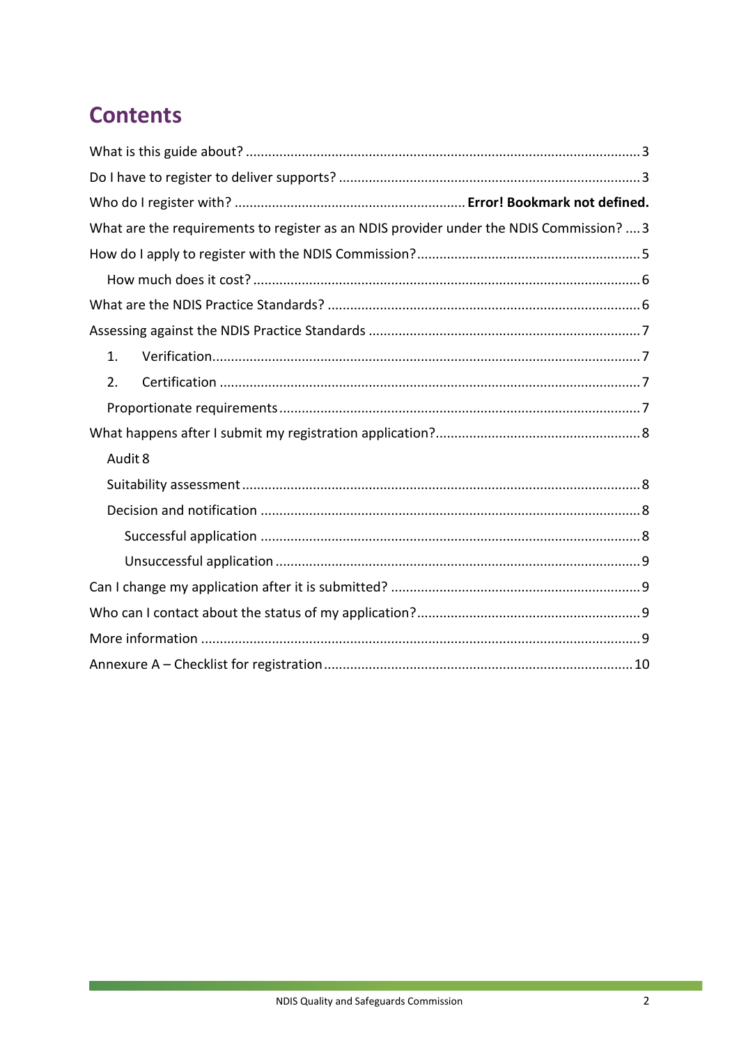# Contents

What is this guide about? ........................................................................................................ 3

Do I have to register to deliver supports? ................................................................................ 3

Who do I register with? ............................................................ **Error! Bookmark not defined.**

What are the requirements to register as an NDIS provider under the NDIS Commission? .... 3

How do I apply to register with the NDIS Commission? ........................................................... 5

- How much does it cost? ...................................................................................................... 6

What are the NDIS Practice Standards? ................................................................................... 6

Assessing against the NDIS Practice Standards ........................................................................ 7

- 1. Verification .................................................................................................................. 7
- 2. Certification ................................................................................................................ 7
- Proportionate requirements ............................................................................................... 7

What happens after I submit my registration application? ...................................................... 8

- Audit 8
- Suitability assessment ......................................................................................................... 8
- Decision and notification .................................................................................................... 8
  - Successful application .................................................................................................... 8
  - Unsuccessful application ................................................................................................ 9

Can I change my application after it is submitted? .................................................................. 9

Who can I contact about the status of my application? ........................................................... 9

More information ..................................................................................................................... 9

Annexure A – Checklist for registration .................................................................................. 10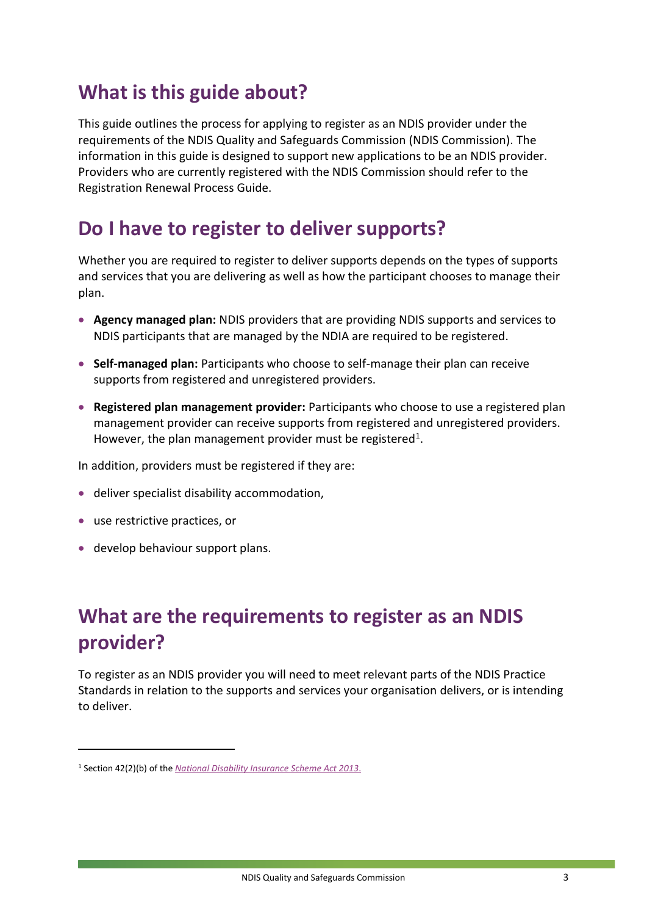## What is this guide about?

This guide outlines the process for applying to register as an NDIS provider under the requirements of the NDIS Quality and Safeguards Commission (NDIS Commission). The information in this guide is designed to support new applications to be an NDIS provider. Providers who are currently registered with the NDIS Commission should refer to the Registration Renewal Process Guide.

## Do I have to register to deliver supports?

Whether you are required to register to deliver supports depends on the types of supports and services that you are delivering as well as how the participant chooses to manage their plan.

- **Agency managed plan:** NDIS providers that are providing NDIS supports and services to NDIS participants that are managed by the NDIA are required to be registered.
- **Self-managed plan:** Participants who choose to self-manage their plan can receive supports from registered and unregistered providers.
- **Registered plan management provider:** Participants who choose to use a registered plan management provider can receive supports from registered and unregistered providers. However, the plan management provider must be registered[1].

In addition, providers must be registered if they are:

- deliver specialist disability accommodation,
- use restrictive practices, or
- develop behaviour support plans.

## What are the requirements to register as an NDIS provider?

To register as an NDIS provider you will need to meet relevant parts of the NDIS Practice Standards in relation to the supports and services your organisation delivers, or is intending to deliver.

---

[1] Section 42(2)(b) of the *National Disability Insurance Scheme Act 2013*.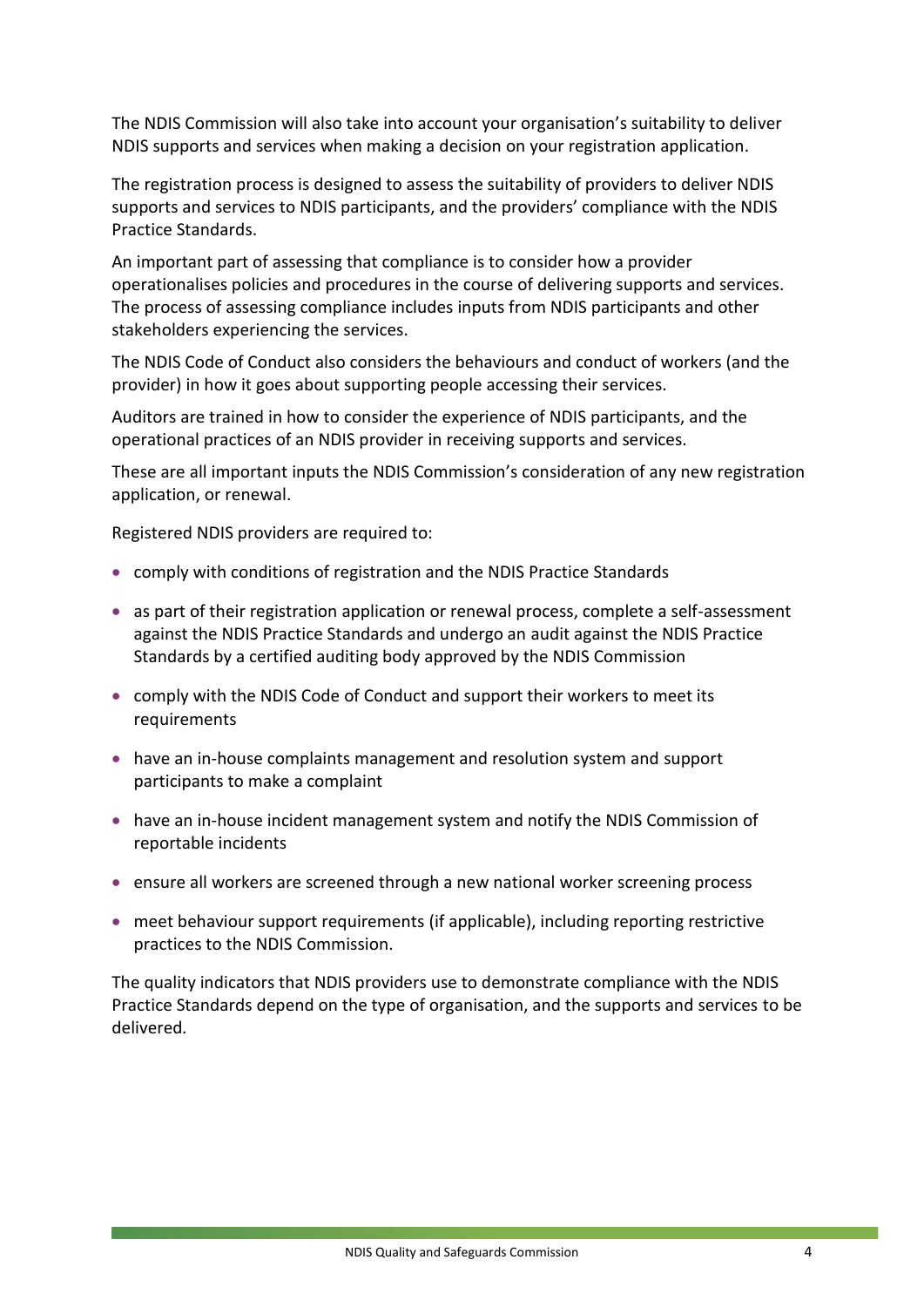The NDIS Commission will also take into account your organisation's suitability to deliver NDIS supports and services when making a decision on your registration application.

The registration process is designed to assess the suitability of providers to deliver NDIS supports and services to NDIS participants, and the providers' compliance with the NDIS Practice Standards.

An important part of assessing that compliance is to consider how a provider operationalises policies and procedures in the course of delivering supports and services. The process of assessing compliance includes inputs from NDIS participants and other stakeholders experiencing the services.

The NDIS Code of Conduct also considers the behaviours and conduct of workers (and the provider) in how it goes about supporting people accessing their services.

Auditors are trained in how to consider the experience of NDIS participants, and the operational practices of an NDIS provider in receiving supports and services.

These are all important inputs the NDIS Commission's consideration of any new registration application, or renewal.

Registered NDIS providers are required to:

- comply with conditions of registration and the NDIS Practice Standards
- as part of their registration application or renewal process, complete a self-assessment against the NDIS Practice Standards and undergo an audit against the NDIS Practice Standards by a certified auditing body approved by the NDIS Commission
- comply with the NDIS Code of Conduct and support their workers to meet its requirements
- have an in-house complaints management and resolution system and support participants to make a complaint
- have an in-house incident management system and notify the NDIS Commission of reportable incidents
- ensure all workers are screened through a new national worker screening process
- meet behaviour support requirements (if applicable), including reporting restrictive practices to the NDIS Commission.

The quality indicators that NDIS providers use to demonstrate compliance with the NDIS Practice Standards depend on the type of organisation, and the supports and services to be delivered.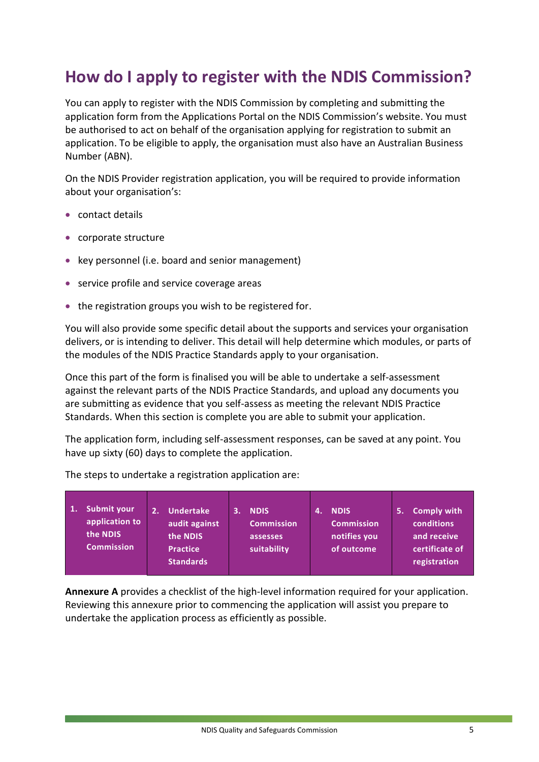## How do I apply to register with the NDIS Commission?

You can apply to register with the NDIS Commission by completing and submitting the application form from the Applications Portal on the NDIS Commission's website. You must be authorised to act on behalf of the organisation applying for registration to submit an application. To be eligible to apply, the organisation must also have an Australian Business Number (ABN).

On the NDIS Provider registration application, you will be required to provide information about your organisation's:

- contact details
- corporate structure
- key personnel (i.e. board and senior management)
- service profile and service coverage areas
- the registration groups you wish to be registered for.

You will also provide some specific detail about the supports and services your organisation delivers, or is intending to deliver. This detail will help determine which modules, or parts of the modules of the NDIS Practice Standards apply to your organisation.

Once this part of the form is finalised you will be able to undertake a self-assessment against the relevant parts of the NDIS Practice Standards, and upload any documents you are submitting as evidence that you self-assess as meeting the relevant NDIS Practice Standards. When this section is complete you are able to submit your application.

The application form, including self-assessment responses, can be saved at any point. You have up sixty (60) days to complete the application.

The steps to undertake a registration application are:

| 1. Submit your application to the NDIS Commission | 2. Undertake audit against the NDIS Practice Standards | 3. NDIS Commission assesses suitability | 4. NDIS Commission notifies you of outcome | 5. Comply with conditions and receive certificate of registration |
|---|---|---|---|---|

**Annexure A** provides a checklist of the high-level information required for your application. Reviewing this annexure prior to commencing the application will assist you prepare to undertake the application process as efficiently as possible.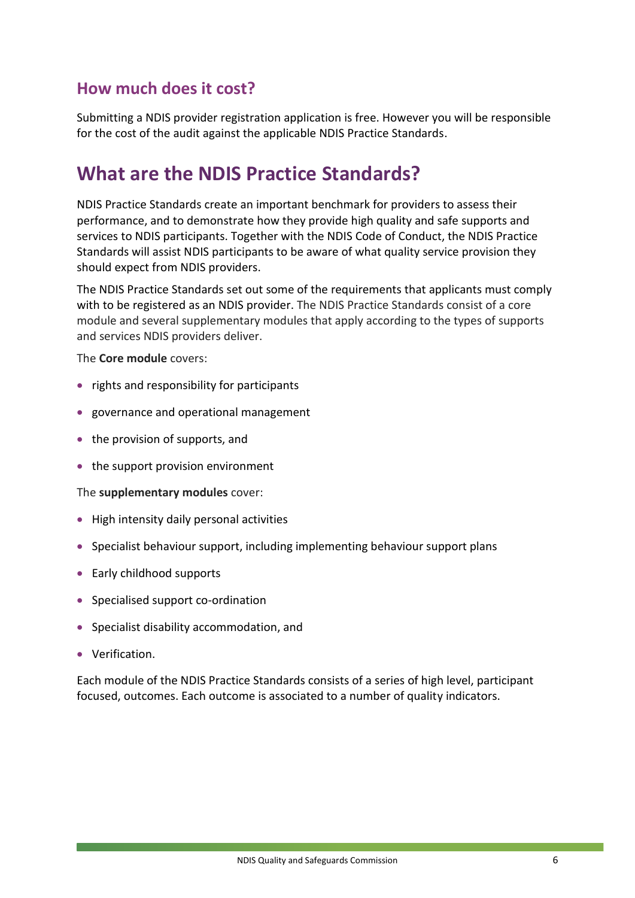## How much does it cost?

Submitting a NDIS provider registration application is free. However you will be responsible for the cost of the audit against the applicable NDIS Practice Standards.

# What are the NDIS Practice Standards?

NDIS Practice Standards create an important benchmark for providers to assess their performance, and to demonstrate how they provide high quality and safe supports and services to NDIS participants. Together with the NDIS Code of Conduct, the NDIS Practice Standards will assist NDIS participants to be aware of what quality service provision they should expect from NDIS providers.

The NDIS Practice Standards set out some of the requirements that applicants must comply with to be registered as an NDIS provider. The NDIS Practice Standards consist of a core module and several supplementary modules that apply according to the types of supports and services NDIS providers deliver.

The **Core module** covers:

- rights and responsibility for participants
- governance and operational management
- the provision of supports, and
- the support provision environment

The **supplementary modules** cover:

- High intensity daily personal activities
- Specialist behaviour support, including implementing behaviour support plans
- Early childhood supports
- Specialised support co-ordination
- Specialist disability accommodation, and
- Verification.

Each module of the NDIS Practice Standards consists of a series of high level, participant focused, outcomes. Each outcome is associated to a number of quality indicators.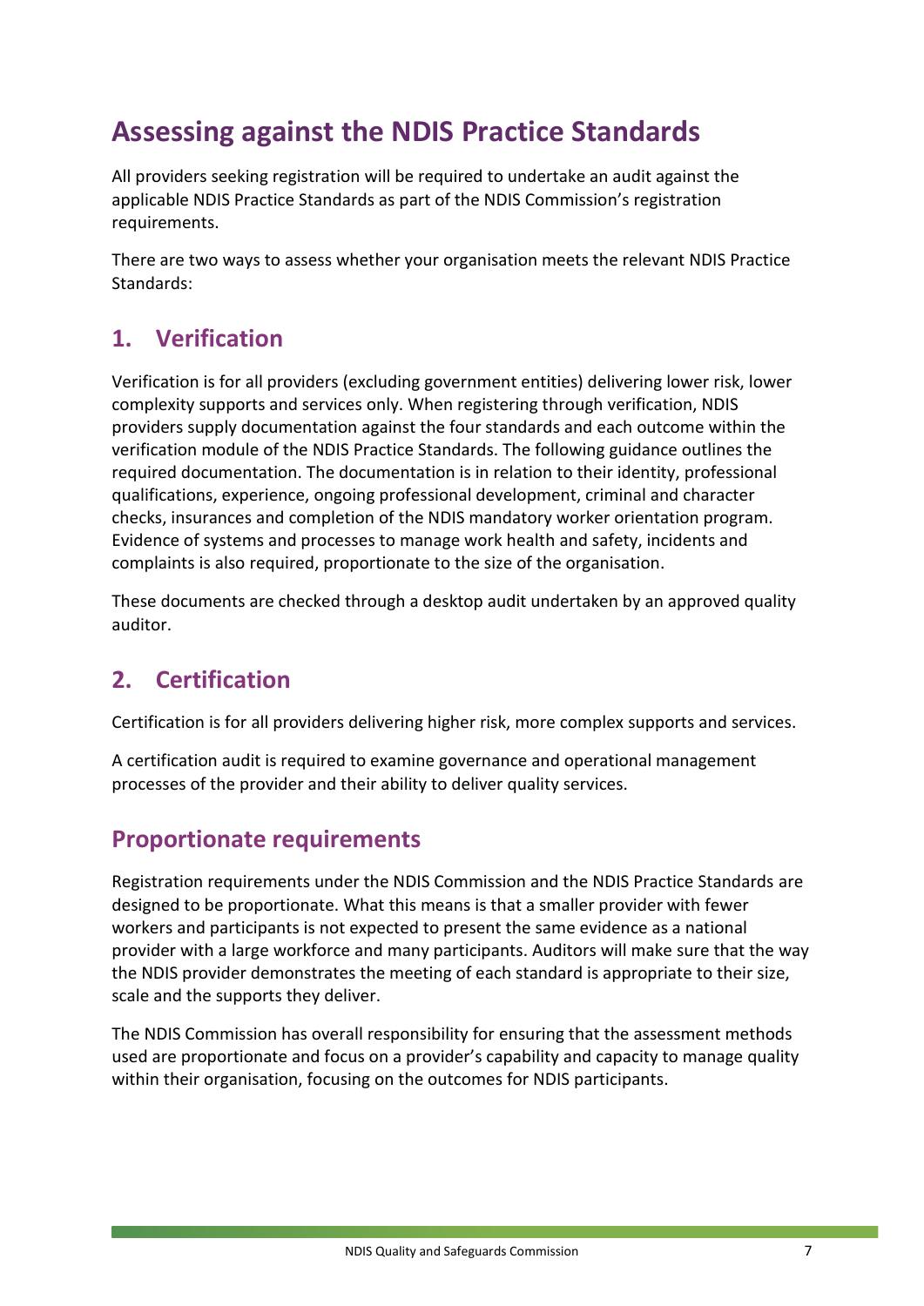# Assessing against the NDIS Practice Standards

All providers seeking registration will be required to undertake an audit against the applicable NDIS Practice Standards as part of the NDIS Commission's registration requirements.

There are two ways to assess whether your organisation meets the relevant NDIS Practice Standards:

## 1. Verification

Verification is for all providers (excluding government entities) delivering lower risk, lower complexity supports and services only. When registering through verification, NDIS providers supply documentation against the four standards and each outcome within the verification module of the NDIS Practice Standards. The following guidance outlines the required documentation. The documentation is in relation to their identity, professional qualifications, experience, ongoing professional development, criminal and character checks, insurances and completion of the NDIS mandatory worker orientation program. Evidence of systems and processes to manage work health and safety, incidents and complaints is also required, proportionate to the size of the organisation.

These documents are checked through a desktop audit undertaken by an approved quality auditor.

## 2. Certification

Certification is for all providers delivering higher risk, more complex supports and services.

A certification audit is required to examine governance and operational management processes of the provider and their ability to deliver quality services.

## Proportionate requirements

Registration requirements under the NDIS Commission and the NDIS Practice Standards are designed to be proportionate. What this means is that a smaller provider with fewer workers and participants is not expected to present the same evidence as a national provider with a large workforce and many participants. Auditors will make sure that the way the NDIS provider demonstrates the meeting of each standard is appropriate to their size, scale and the supports they deliver.

The NDIS Commission has overall responsibility for ensuring that the assessment methods used are proportionate and focus on a provider's capability and capacity to manage quality within their organisation, focusing on the outcomes for NDIS participants.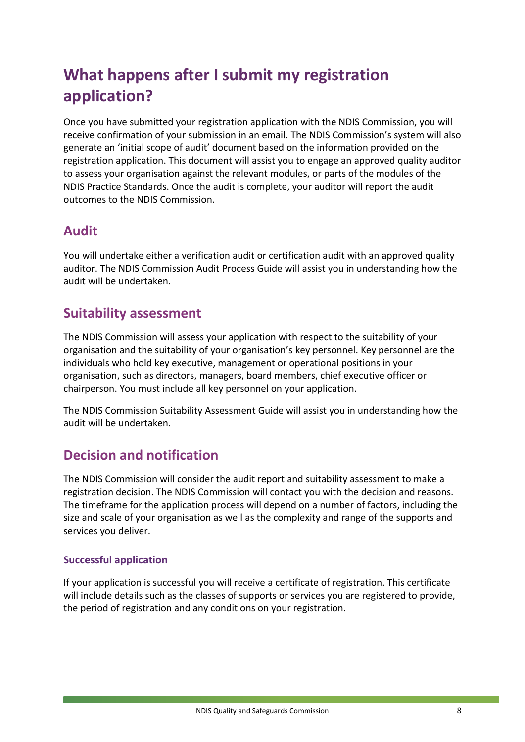# What happens after I submit my registration application?

Once you have submitted your registration application with the NDIS Commission, you will receive confirmation of your submission in an email. The NDIS Commission's system will also generate an 'initial scope of audit' document based on the information provided on the registration application. This document will assist you to engage an approved quality auditor to assess your organisation against the relevant modules, or parts of the modules of the NDIS Practice Standards. Once the audit is complete, your auditor will report the audit outcomes to the NDIS Commission.

## Audit

You will undertake either a verification audit or certification audit with an approved quality auditor. The NDIS Commission Audit Process Guide will assist you in understanding how the audit will be undertaken.

## Suitability assessment

The NDIS Commission will assess your application with respect to the suitability of your organisation and the suitability of your organisation's key personnel. Key personnel are the individuals who hold key executive, management or operational positions in your organisation, such as directors, managers, board members, chief executive officer or chairperson. You must include all key personnel on your application.

The NDIS Commission Suitability Assessment Guide will assist you in understanding how the audit will be undertaken.

## Decision and notification

The NDIS Commission will consider the audit report and suitability assessment to make a registration decision. The NDIS Commission will contact you with the decision and reasons. The timeframe for the application process will depend on a number of factors, including the size and scale of your organisation as well as the complexity and range of the supports and services you deliver.

### Successful application

If your application is successful you will receive a certificate of registration. This certificate will include details such as the classes of supports or services you are registered to provide, the period of registration and any conditions on your registration.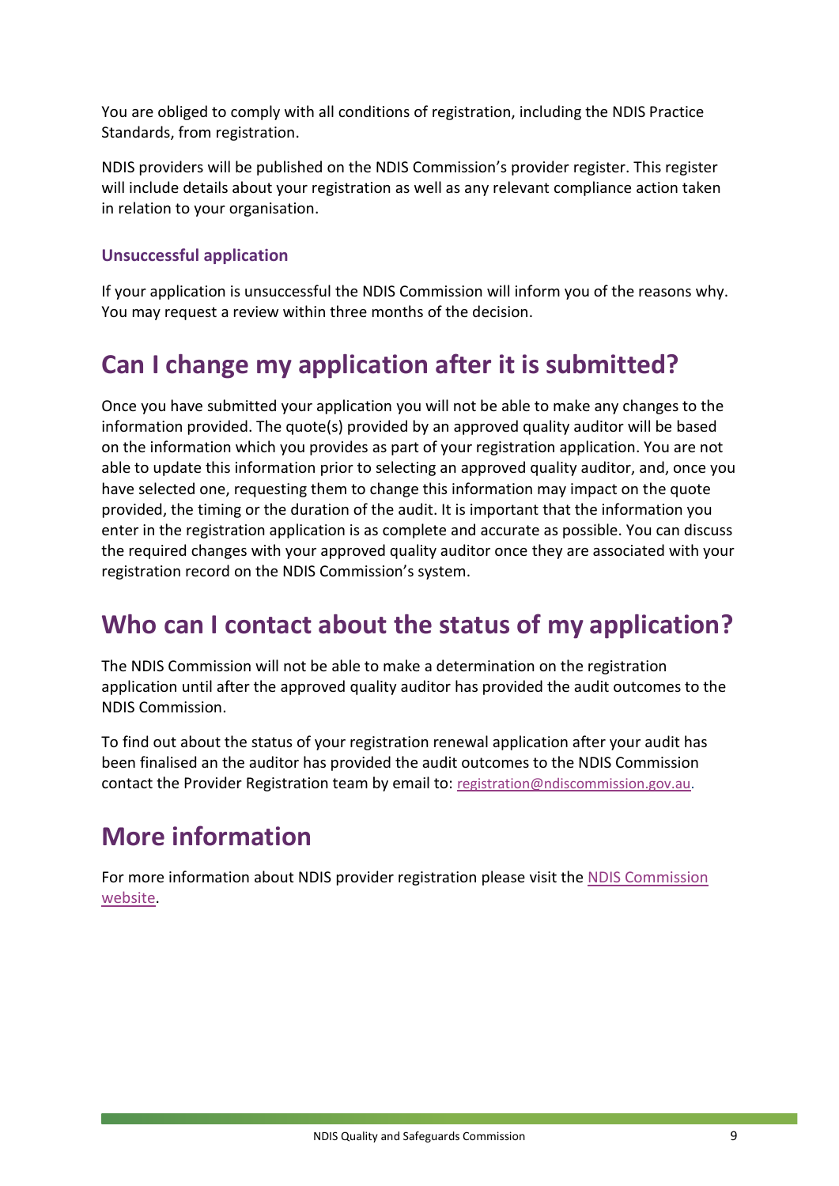You are obliged to comply with all conditions of registration, including the NDIS Practice Standards, from registration.

NDIS providers will be published on the NDIS Commission's provider register. This register will include details about your registration as well as any relevant compliance action taken in relation to your organisation.

### Unsuccessful application

If your application is unsuccessful the NDIS Commission will inform you of the reasons why. You may request a review within three months of the decision.

## Can I change my application after it is submitted?

Once you have submitted your application you will not be able to make any changes to the information provided. The quote(s) provided by an approved quality auditor will be based on the information which you provides as part of your registration application. You are not able to update this information prior to selecting an approved quality auditor, and, once you have selected one, requesting them to change this information may impact on the quote provided, the timing or the duration of the audit. It is important that the information you enter in the registration application is as complete and accurate as possible. You can discuss the required changes with your approved quality auditor once they are associated with your registration record on the NDIS Commission's system.

## Who can I contact about the status of my application?

The NDIS Commission will not be able to make a determination on the registration application until after the approved quality auditor has provided the audit outcomes to the NDIS Commission.

To find out about the status of your registration renewal application after your audit has been finalised an the auditor has provided the audit outcomes to the NDIS Commission contact the Provider Registration team by email to: registration@ndiscommission.gov.au.

## More information

For more information about NDIS provider registration please visit the NDIS Commission website.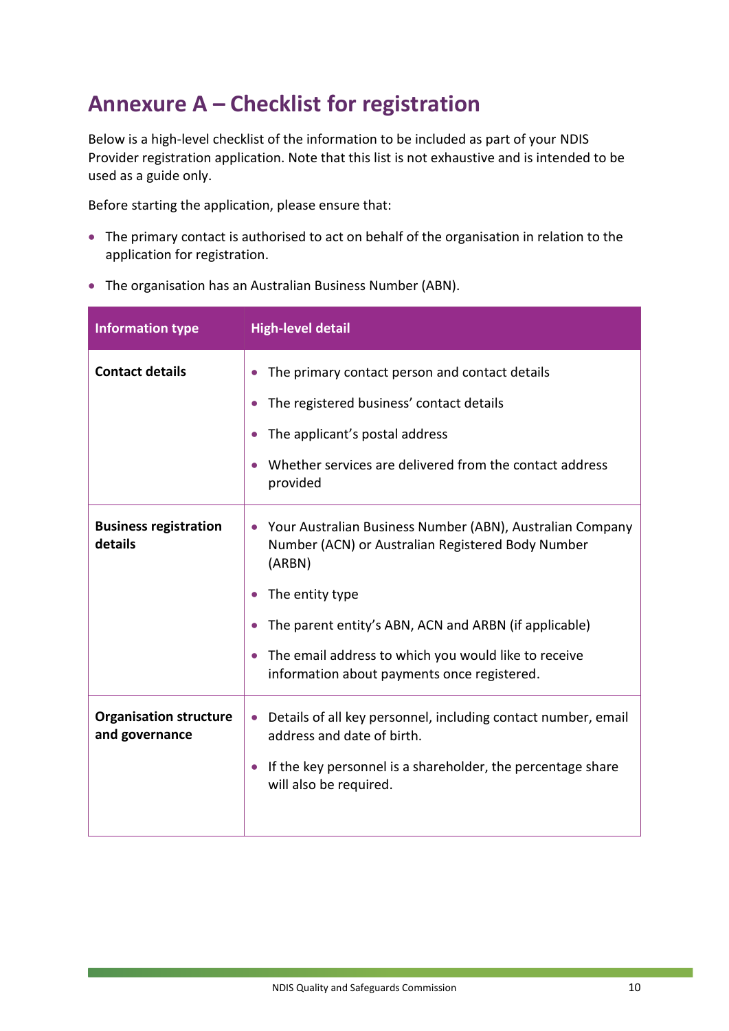# Annexure A – Checklist for registration

Below is a high-level checklist of the information to be included as part of your NDIS Provider registration application. Note that this list is not exhaustive and is intended to be used as a guide only.

Before starting the application, please ensure that:

- The primary contact is authorised to act on behalf of the organisation in relation to the application for registration.
- The organisation has an Australian Business Number (ABN).

| Information type | High-level detail |
| --- | --- |
| **Contact details** | • The primary contact person and contact details<br>• The registered business' contact details<br>• The applicant's postal address<br>• Whether services are delivered from the contact address provided |
| **Business registration details** | • Your Australian Business Number (ABN), Australian Company Number (ACN) or Australian Registered Body Number (ARBN)<br>• The entity type<br>• The parent entity's ABN, ACN and ARBN (if applicable)<br>• The email address to which you would like to receive information about payments once registered. |
| **Organisation structure and governance** | • Details of all key personnel, including contact number, email address and date of birth.<br>• If the key personnel is a shareholder, the percentage share will also be required. |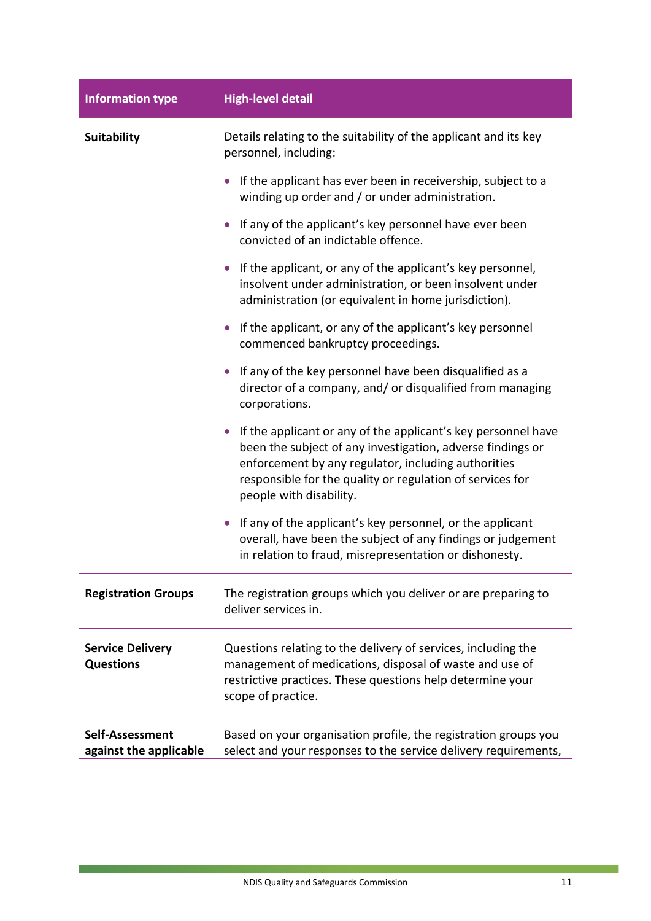| Information type | High-level detail |
| --- | --- |
| **Suitability** | Details relating to the suitability of the applicant and its key personnel, including:<br>• If the applicant has ever been in receivership, subject to a winding up order and / or under administration.<br>• If any of the applicant's key personnel have ever been convicted of an indictable offence.<br>• If the applicant, or any of the applicant's key personnel, insolvent under administration, or been insolvent under administration (or equivalent in home jurisdiction).<br>• If the applicant, or any of the applicant's key personnel commenced bankruptcy proceedings.<br>• If any of the key personnel have been disqualified as a director of a company, and/ or disqualified from managing corporations.<br>• If the applicant or any of the applicant's key personnel have been the subject of any investigation, adverse findings or enforcement by any regulator, including authorities responsible for the quality or regulation of services for people with disability.<br>• If any of the applicant's key personnel, or the applicant overall, have been the subject of any findings or judgement in relation to fraud, misrepresentation or dishonesty. |
| **Registration Groups** | The registration groups which you deliver or are preparing to deliver services in. |
| **Service Delivery Questions** | Questions relating to the delivery of services, including the management of medications, disposal of waste and use of restrictive practices. These questions help determine your scope of practice. |
| **Self-Assessment against the applicable** | Based on your organisation profile, the registration groups you select and your responses to the service delivery requirements, |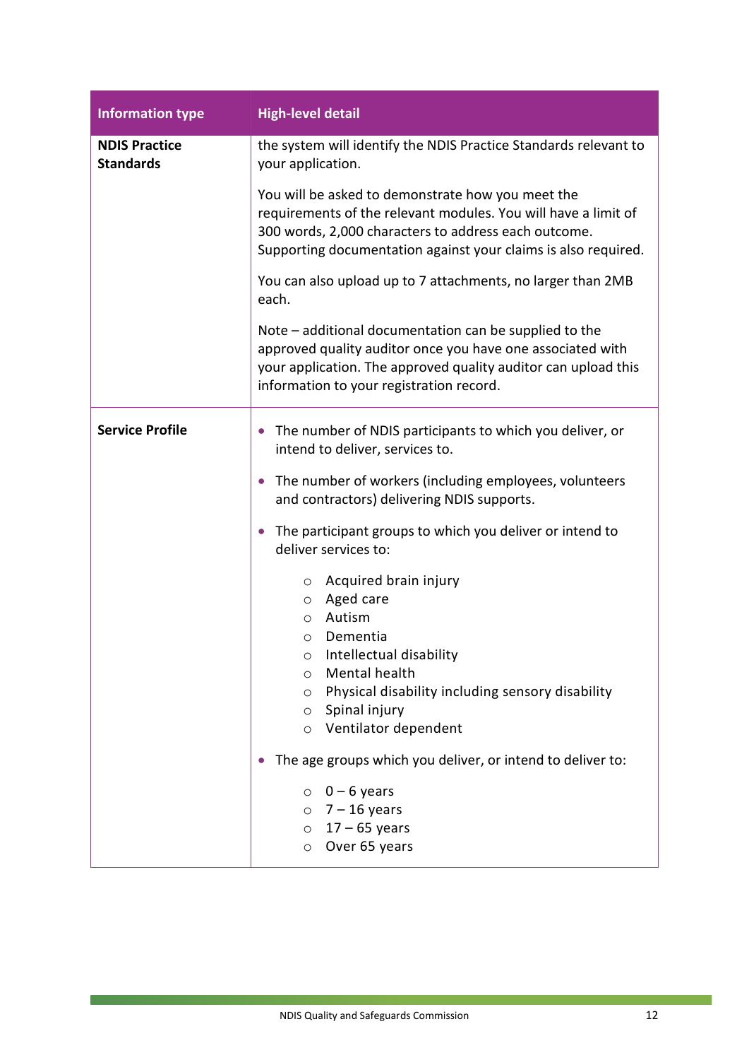| Information type | High-level detail |
| --- | --- |
| **NDIS Practice Standards** | the system will identify the NDIS Practice Standards relevant to your application.<br><br>You will be asked to demonstrate how you meet the requirements of the relevant modules. You will have a limit of 300 words, 2,000 characters to address each outcome. Supporting documentation against your claims is also required.<br><br>You can also upload up to 7 attachments, no larger than 2MB each.<br><br>Note – additional documentation can be supplied to the approved quality auditor once you have one associated with your application. The approved quality auditor can upload this information to your registration record. |
| **Service Profile** | • The number of NDIS participants to which you deliver, or intend to deliver, services to.<br><br>• The number of workers (including employees, volunteers and contractors) delivering NDIS supports.<br><br>• The participant groups to which you deliver or intend to deliver services to:<br>  ○ Acquired brain injury<br>  ○ Aged care<br>  ○ Autism<br>  ○ Dementia<br>  ○ Intellectual disability<br>  ○ Mental health<br>  ○ Physical disability including sensory disability<br>  ○ Spinal injury<br>  ○ Ventilator dependent<br><br>• The age groups which you deliver, or intend to deliver to:<br>  ○ 0 – 6 years<br>  ○ 7 – 16 years<br>  ○ 17 – 65 years<br>  ○ Over 65 years |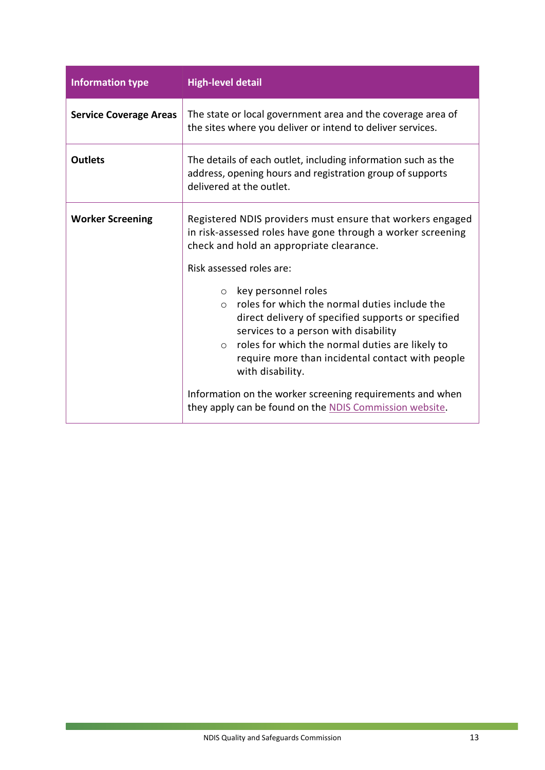| Information type | High-level detail |
| --- | --- |
| **Service Coverage Areas** | The state or local government area and the coverage area of the sites where you deliver or intend to deliver services. |
| **Outlets** | The details of each outlet, including information such as the address, opening hours and registration group of supports delivered at the outlet. |
| **Worker Screening** | Registered NDIS providers must ensure that workers engaged in risk-assessed roles have gone through a worker screening check and hold an appropriate clearance.<br><br>Risk assessed roles are:<br><br>○ key personnel roles<br>○ roles for which the normal duties include the direct delivery of specified supports or specified services to a person with disability<br>○ roles for which the normal duties are likely to require more than incidental contact with people with disability.<br><br>Information on the worker screening requirements and when they apply can be found on the NDIS Commission website. |